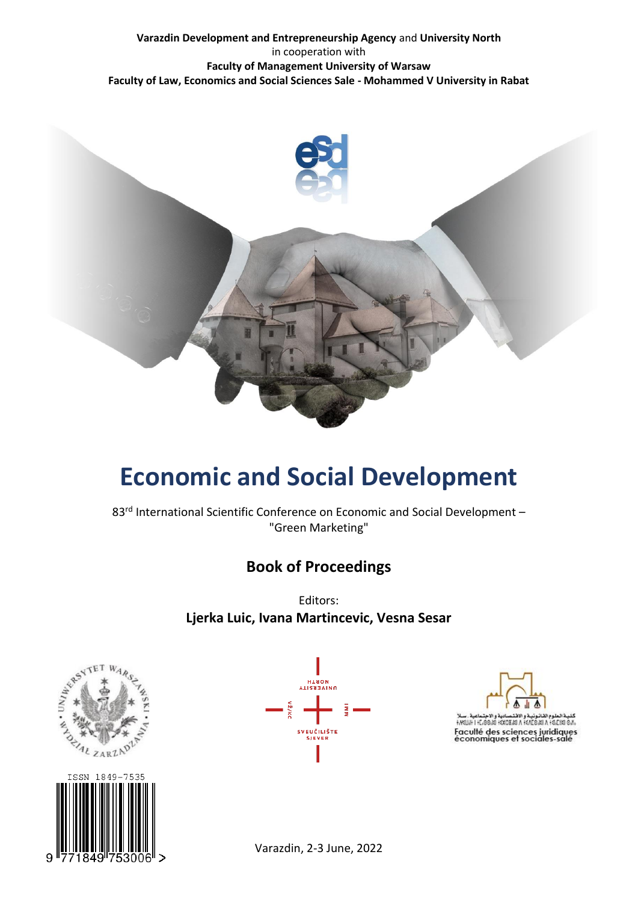**Varazdin Development and Entrepreneurship Agency** and **University North**
in cooperation with
**Faculty of Management University of Warsaw**
**Faculty of Law, Economics and Social Sciences Sale - Mohammed V University in Rabat**

# Economic and Social Development

83rd International Scientific Conference on Economic and Social Development – "Green Marketing"

## Book of Proceedings

Editors:
**Ljerka Luic, Ivana Martincevic, Vesna Sesar**

ISSN 1849-7535

Varazdin, 2-3 June, 2022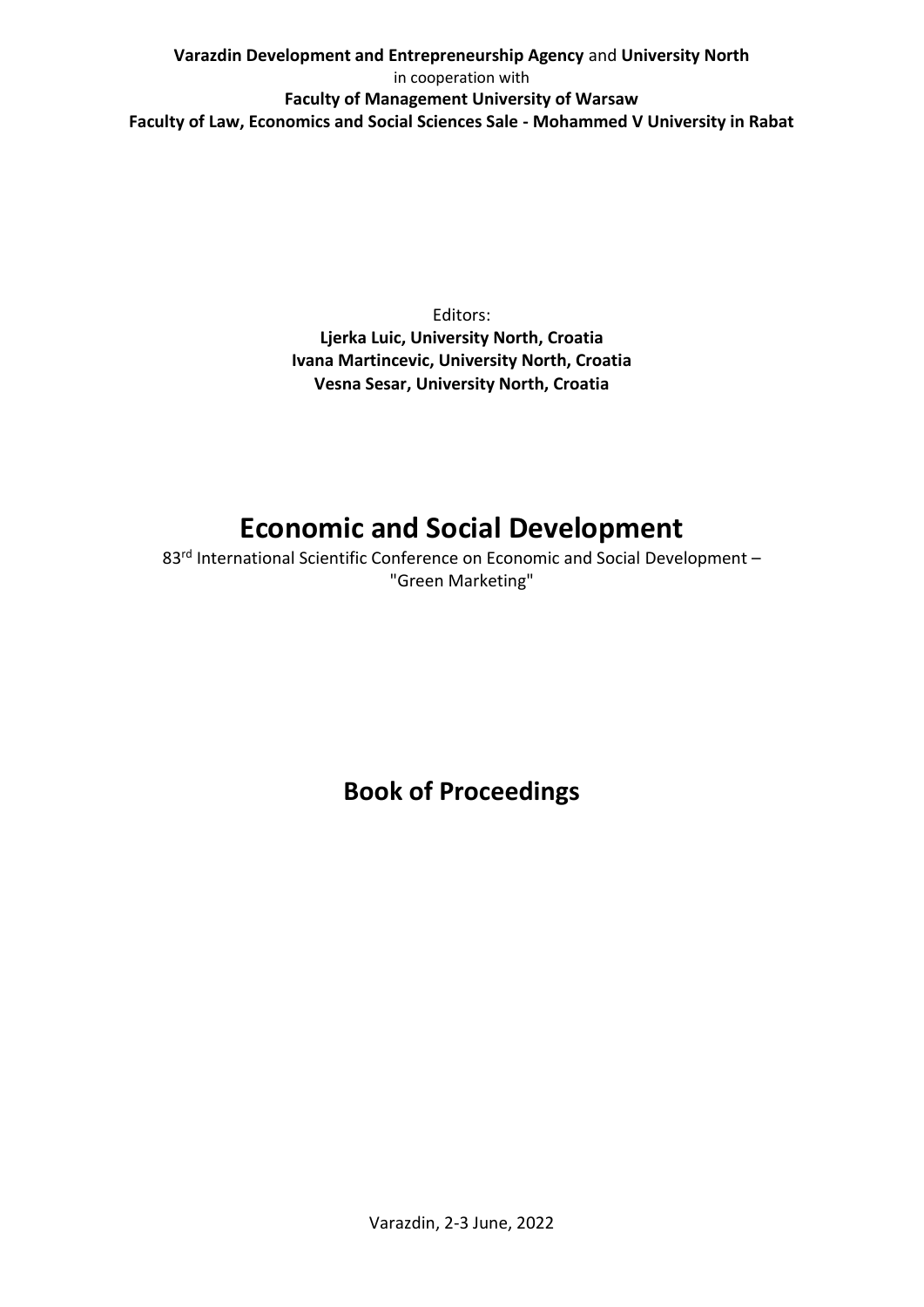**Varazdin Development and Entrepreneurship Agency** and **University North**
in cooperation with
**Faculty of Management University of Warsaw**
**Faculty of Law, Economics and Social Sciences Sale - Mohammed V University in Rabat**

Editors:
**Ljerka Luic, University North, Croatia**
**Ivana Martincevic, University North, Croatia**
**Vesna Sesar, University North, Croatia**

# Economic and Social Development

83rd International Scientific Conference on Economic and Social Development – "Green Marketing"

## Book of Proceedings

Varazdin, 2-3 June, 2022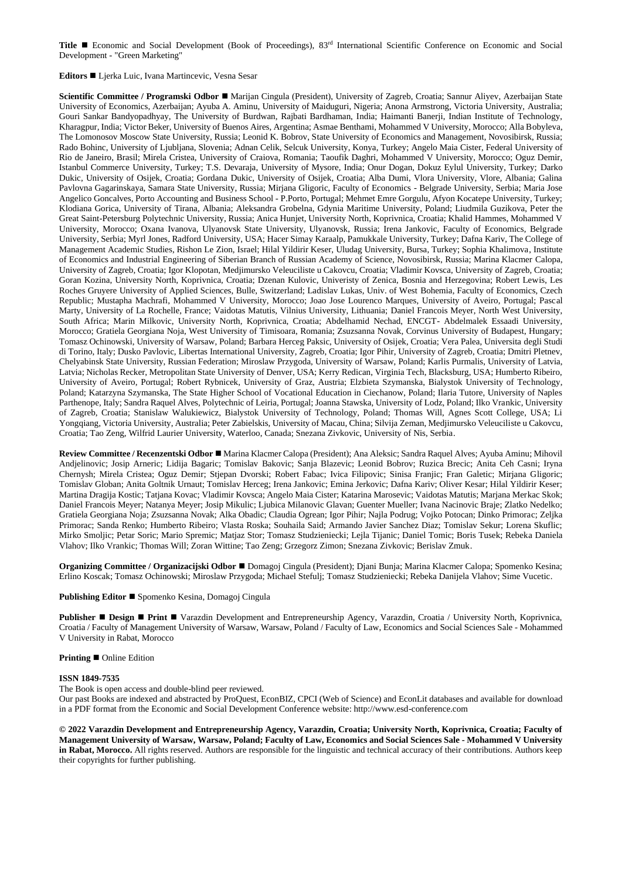**Title** ■ Economic and Social Development (Book of Proceedings), 83rd International Scientific Conference on Economic and Social Development - "Green Marketing"

**Editors** ■ Ljerka Luic, Ivana Martincevic, Vesna Sesar

**Scientific Committee / Programski Odbor** ■ Marijan Cingula (President), University of Zagreb, Croatia; Sannur Aliyev, Azerbaijan State University of Economics, Azerbaijan; Ayuba A. Aminu, University of Maiduguri, Nigeria; Anona Armstrong, Victoria University, Australia; Gouri Sankar Bandyopadhyay, The University of Burdwan, Rajbati Bardhaman, India; Haimanti Banerji, Indian Institute of Technology, Kharagpur, India; Victor Beker, University of Buenos Aires, Argentina; Asmae Benthami, Mohammed V University, Morocco; Alla Bobyleva, The Lomonosov Moscow State University, Russia; Leonid K. Bobrov, State University of Economics and Management, Novosibirsk, Russia; Rado Bohinc, University of Ljubljana, Slovenia; Adnan Celik, Selcuk University, Konya, Turkey; Angelo Maia Cister, Federal University of Rio de Janeiro, Brasil; Mirela Cristea, University of Craiova, Romania; Taoufik Daghri, Mohammed V University, Morocco; Oguz Demir, Istanbul Commerce University, Turkey; T.S. Devaraja, University of Mysore, India; Onur Dogan, Dokuz Eylul University, Turkey; Darko Dukic, University of Osijek, Croatia; Gordana Dukic, University of Osijek, Croatia; Alba Dumi, Vlora University, Vlore, Albania; Galina Pavlovna Gagarinskaya, Samara State University, Russia; Mirjana Gligoric, Faculty of Economics - Belgrade University, Serbia; Maria Jose Angelico Goncalves, Porto Accounting and Business School - P.Porto, Portugal; Mehmet Emre Gorgulu, Afyon Kocatepe University, Turkey; Klodiana Gorica, University of Tirana, Albania; Aleksandra Grobelna, Gdynia Maritime University, Poland; Liudmila Guzikova, Peter the Great Saint-Petersburg Polytechnic University, Russia; Anica Hunjet, University North, Koprivnica, Croatia; Khalid Hammes, Mohammed V University, Morocco; Oxana Ivanova, Ulyanovsk State University, Ulyanovsk, Russia; Irena Jankovic, Faculty of Economics, Belgrade University, Serbia; Myrl Jones, Radford University, USA; Hacer Simay Karaalp, Pamukkale University, Turkey; Dafna Kariv, The College of Management Academic Studies, Rishon Le Zion, Israel; Hilal Yildirir Keser, Uludag University, Bursa, Turkey; Sophia Khalimova, Institute of Economics and Industrial Engineering of Siberian Branch of Russian Academy of Science, Novosibirsk, Russia; Marina Klacmer Calopa, University of Zagreb, Croatia; Igor Klopotan, Medjimursko Veleuciliste u Cakovcu, Croatia; Vladimir Kovsca, University of Zagreb, Croatia; Goran Kozina, University North, Koprivnica, Croatia; Dzenan Kulovic, Univeristy of Zenica, Bosnia and Herzegovina; Robert Lewis, Les Roches Gruyere University of Applied Sciences, Bulle, Switzerland; Ladislav Lukas, Univ. of West Bohemia, Faculty of Economics, Czech Republic; Mustapha Machrafi, Mohammed V University, Morocco; Joao Jose Lourenco Marques, University of Aveiro, Portugal; Pascal Marty, University of La Rochelle, France; Vaidotas Matutis, Vilnius University, Lithuania; Daniel Francois Meyer, North West University, South Africa; Marin Milkovic, University North, Koprivnica, Croatia; Abdelhamid Nechad, ENCGT- Abdelmalek Essaadi University, Morocco; Gratiela Georgiana Noja, West University of Timisoara, Romania; Zsuzsanna Novak, Corvinus University of Budapest, Hungary; Tomasz Ochinowski, University of Warsaw, Poland; Barbara Herceg Paksic, University of Osijek, Croatia; Vera Palea, Universita degli Studi di Torino, Italy; Dusko Pavlovic, Libertas International University, Zagreb, Croatia; Igor Pihir, University of Zagreb, Croatia; Dmitri Pletnev, Chelyabinsk State University, Russian Federation; Miroslaw Przygoda, University of Warsaw, Poland; Karlis Purmalis, University of Latvia, Latvia; Nicholas Recker, Metropolitan State University of Denver, USA; Kerry Redican, Virginia Tech, Blacksburg, USA; Humberto Ribeiro, University of Aveiro, Portugal; Robert Rybnicek, University of Graz, Austria; Elzbieta Szymanska, Bialystok University of Technology, Poland; Katarzyna Szymanska, The State Higher School of Vocational Education in Ciechanow, Poland; Ilaria Tutore, University of Naples Parthenope, Italy; Sandra Raquel Alves, Polytechnic of Leiria, Portugal; Joanna Stawska, University of Lodz, Poland; Ilko Vrankic, University of Zagreb, Croatia; Stanislaw Walukiewicz, Bialystok University of Technology, Poland; Thomas Will, Agnes Scott College, USA; Li Yongqiang, Victoria University, Australia; Peter Zabielskis, University of Macau, China; Silvija Zeman, Medjimursko Veleuciliste u Cakovcu, Croatia; Tao Zeng, Wilfrid Laurier University, Waterloo, Canada; Snezana Zivkovic, University of Nis, Serbia.

**Review Committee / Recenzentski Odbor** ■ Marina Klacmer Calopa (President); Ana Aleksic; Sandra Raquel Alves; Ayuba Aminu; Mihovil Andjelinovic; Josip Arneric; Lidija Bagaric; Tomislav Bakovic; Sanja Blazevic; Leonid Bobrov; Ruzica Brecic; Anita Ceh Casni; Iryna Chernysh; Mirela Cristea; Oguz Demir; Stjepan Dvorski; Robert Fabac; Ivica Filipovic; Sinisa Franjic; Fran Galetic; Mirjana Gligoric; Tomislav Globan; Anita Goltnik Urnaut; Tomislav Herceg; Irena Jankovic; Emina Jerkovic; Dafna Kariv; Oliver Kesar; Hilal Yildirir Keser; Martina Dragija Kostic; Tatjana Kovac; Vladimir Kovsca; Angelo Maia Cister; Katarina Marosevic; Vaidotas Matutis; Marjana Merkac Skok; Daniel Francois Meyer; Natanya Meyer; Josip Mikulic; Ljubica Milanovic Glavan; Guenter Mueller; Ivana Nacinovic Braje; Zlatko Nedelko; Gratiela Georgiana Noja; Zsuzsanna Novak; Alka Obadic; Claudia Ogrean; Igor Pihir; Najla Podrug; Vojko Potocan; Dinko Primorac; Zeljka Primorac; Sanda Renko; Humberto Ribeiro; Vlasta Roska; Souhaila Said; Armando Javier Sanchez Diaz; Tomislav Sekur; Lorena Skuflic; Mirko Smoljic; Petar Soric; Mario Spremic; Matjaz Stor; Tomasz Studzieniecki; Lejla Tijanic; Daniel Tomic; Boris Tusek; Rebeka Daniela Vlahov; Ilko Vrankic; Thomas Will; Zoran Wittine; Tao Zeng; Grzegorz Zimon; Snezana Zivkovic; Berislav Zmuk.

**Organizing Committee / Organizacijski Odbor** ■ Domagoj Cingula (President); Djani Bunja; Marina Klacmer Calopa; Spomenko Kesina; Erlino Koscak; Tomasz Ochinowski; Miroslaw Przygoda; Michael Stefulj; Tomasz Studzieniecki; Rebeka Danijela Vlahov; Sime Vucetic.

**Publishing Editor** ■ Spomenko Kesina, Domagoj Cingula

**Publisher** ■ **Design** ■ **Print** ■ Varazdin Development and Entrepreneurship Agency, Varazdin, Croatia / University North, Koprivnica, Croatia / Faculty of Management University of Warsaw, Warsaw, Poland / Faculty of Law, Economics and Social Sciences Sale - Mohammed V University in Rabat, Morocco

**Printing** ■ Online Edition

**ISSN 1849-7535**

The Book is open access and double-blind peer reviewed.

Our past Books are indexed and abstracted by ProQuest, EconBIZ, CPCI (Web of Science) and EconLit databases and available for download in a PDF format from the Economic and Social Development Conference website: http://www.esd-conference.com

**© 2022 Varazdin Development and Entrepreneurship Agency, Varazdin, Croatia; University North, Koprivnica, Croatia; Faculty of Management University of Warsaw, Warsaw, Poland; Faculty of Law, Economics and Social Sciences Sale - Mohammed V University in Rabat, Morocco.** All rights reserved. Authors are responsible for the linguistic and technical accuracy of their contributions. Authors keep their copyrights for further publishing.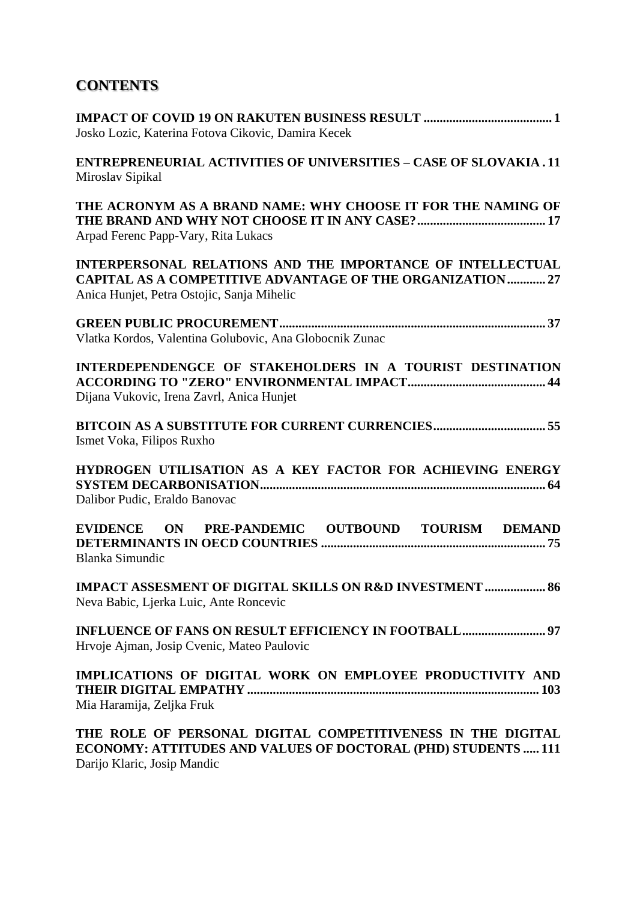# CONTENTS

**IMPACT OF COVID 19 ON RAKUTEN BUSINESS RESULT ........................................ 1**
Josko Lozic, Katerina Fotova Cikovic, Damira Kecek

**ENTREPRENEURIAL ACTIVITIES OF UNIVERSITIES – CASE OF SLOVAKIA . 11**
Miroslav Sipikal

**THE ACRONYM AS A BRAND NAME: WHY CHOOSE IT FOR THE NAMING OF THE BRAND AND WHY NOT CHOOSE IT IN ANY CASE? ........................................ 17**
Arpad Ferenc Papp-Vary, Rita Lukacs

**INTERPERSONAL RELATIONS AND THE IMPORTANCE OF INTELLECTUAL CAPITAL AS A COMPETITIVE ADVANTAGE OF THE ORGANIZATION ............ 27**
Anica Hunjet, Petra Ostojic, Sanja Mihelic

**GREEN PUBLIC PROCUREMENT ................................................................................... 37**
Vlatka Kordos, Valentina Golubovic, Ana Globocnik Zunac

**INTERDEPENDENGCE OF STAKEHOLDERS IN A TOURIST DESTINATION ACCORDING TO "ZERO" ENVIRONMENTAL IMPACT ........................................... 44**
Dijana Vukovic, Irena Zavrl, Anica Hunjet

**BITCOIN AS A SUBSTITUTE FOR CURRENT CURRENCIES ................................... 55**
Ismet Voka, Filipos Ruxho

**HYDROGEN UTILISATION AS A KEY FACTOR FOR ACHIEVING ENERGY SYSTEM DECARBONISATION ........................................................................................ 64**
Dalibor Pudic, Eraldo Banovac

**EVIDENCE ON PRE-PANDEMIC OUTBOUND TOURISM DEMAND DETERMINANTS IN OECD COUNTRIES ...................................................................... 75**
Blanka Simundic

**IMPACT ASSESMENT OF DIGITAL SKILLS ON R&D INVESTMENT ................... 86**
Neva Babic, Ljerka Luic, Ante Roncevic

**INFLUENCE OF FANS ON RESULT EFFICIENCY IN FOOTBALL .......................... 97**
Hrvoje Ajman, Josip Cvenic, Mateo Paulovic

**IMPLICATIONS OF DIGITAL WORK ON EMPLOYEE PRODUCTIVITY AND THEIR DIGITAL EMPATHY ........................................................................................ 103**
Mia Haramija, Zeljka Fruk

**THE ROLE OF PERSONAL DIGITAL COMPETITIVENESS IN THE DIGITAL ECONOMY: ATTITUDES AND VALUES OF DOCTORAL (PHD) STUDENTS ..... 111**
Darijo Klaric, Josip Mandic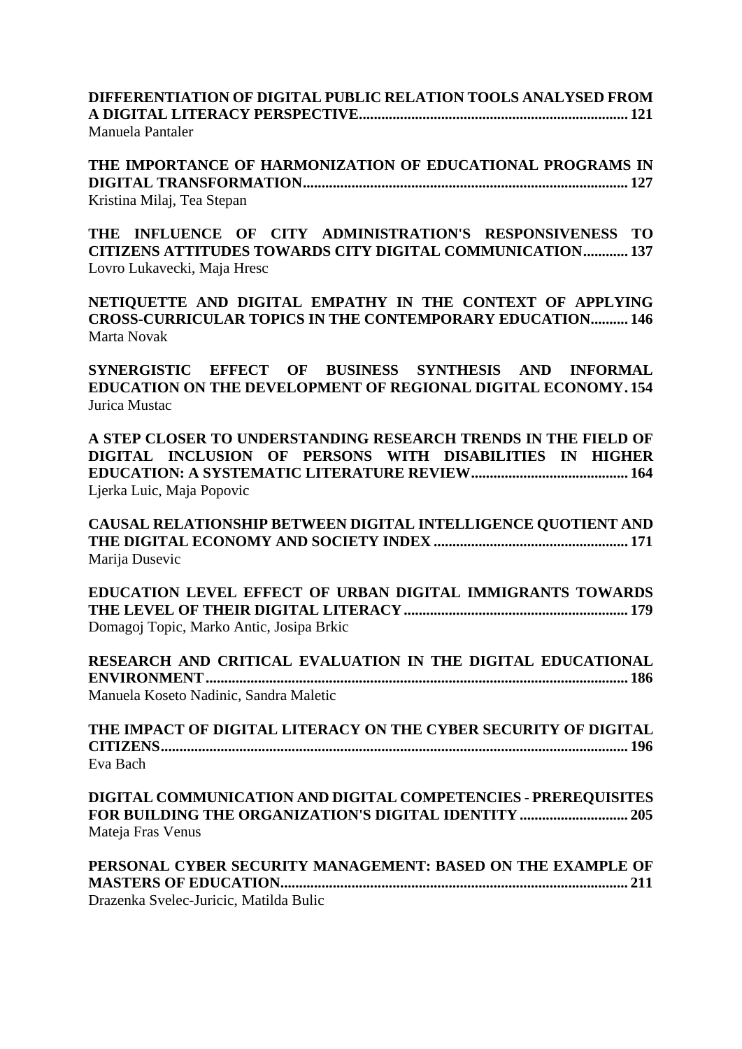**DIFFERENTIATION OF DIGITAL PUBLIC RELATION TOOLS ANALYSED FROM A DIGITAL LITERACY PERSPECTIVE........................................................................ 121**
Manuela Pantaler

**THE IMPORTANCE OF HARMONIZATION OF EDUCATIONAL PROGRAMS IN DIGITAL TRANSFORMATION....................................................................................... 127**
Kristina Milaj, Tea Stepan

**THE INFLUENCE OF CITY ADMINISTRATION'S RESPONSIVENESS TO CITIZENS ATTITUDES TOWARDS CITY DIGITAL COMMUNICATION............ 137**
Lovro Lukavecki, Maja Hresc

**NETIQUETTE AND DIGITAL EMPATHY IN THE CONTEXT OF APPLYING CROSS-CURRICULAR TOPICS IN THE CONTEMPORARY EDUCATION.......... 146**
Marta Novak

**SYNERGISTIC EFFECT OF BUSINESS SYNTHESIS AND INFORMAL EDUCATION ON THE DEVELOPMENT OF REGIONAL DIGITAL ECONOMY. 154**
Jurica Mustac

**A STEP CLOSER TO UNDERSTANDING RESEARCH TRENDS IN THE FIELD OF DIGITAL INCLUSION OF PERSONS WITH DISABILITIES IN HIGHER EDUCATION: A SYSTEMATIC LITERATURE REVIEW.......................................... 164**
Ljerka Luic, Maja Popovic

**CAUSAL RELATIONSHIP BETWEEN DIGITAL INTELLIGENCE QUOTIENT AND THE DIGITAL ECONOMY AND SOCIETY INDEX .................................................... 171**
Marija Dusevic

**EDUCATION LEVEL EFFECT OF URBAN DIGITAL IMMIGRANTS TOWARDS THE LEVEL OF THEIR DIGITAL LITERACY ............................................................ 179**
Domagoj Topic, Marko Antic, Josipa Brkic

**RESEARCH AND CRITICAL EVALUATION IN THE DIGITAL EDUCATIONAL ENVIRONMENT................................................................................................................ 186**
Manuela Koseto Nadinic, Sandra Maletic

**THE IMPACT OF DIGITAL LITERACY ON THE CYBER SECURITY OF DIGITAL CITIZENS............................................................................................................................ 196**
Eva Bach

**DIGITAL COMMUNICATION AND DIGITAL COMPETENCIES - PREREQUISITES FOR BUILDING THE ORGANIZATION'S DIGITAL IDENTITY ............................ 205**
Mateja Fras Venus

**PERSONAL CYBER SECURITY MANAGEMENT: BASED ON THE EXAMPLE OF MASTERS OF EDUCATION............................................................................................ 211**
Drazenka Svelec-Juricic, Matilda Bulic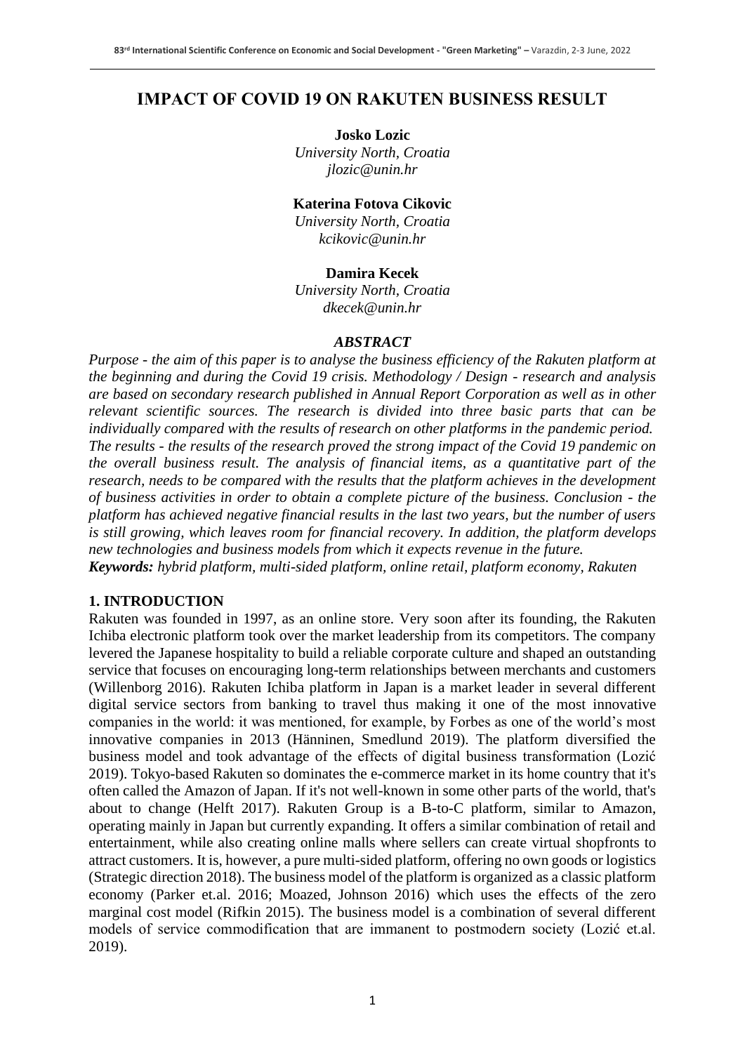# IMPACT OF COVID 19 ON RAKUTEN BUSINESS RESULT

**Josko Lozic**
*University North, Croatia*
*jlozic@unin.hr*

**Katerina Fotova Cikovic**
*University North, Croatia*
*kcikovic@unin.hr*

**Damira Kecek**
*University North, Croatia*
*dkecek@unin.hr*

### *ABSTRACT*

*Purpose - the aim of this paper is to analyse the business efficiency of the Rakuten platform at the beginning and during the Covid 19 crisis. Methodology / Design - research and analysis are based on secondary research published in Annual Report Corporation as well as in other relevant scientific sources. The research is divided into three basic parts that can be individually compared with the results of research on other platforms in the pandemic period. The results - the results of the research proved the strong impact of the Covid 19 pandemic on the overall business result. The analysis of financial items, as a quantitative part of the research, needs to be compared with the results that the platform achieves in the development of business activities in order to obtain a complete picture of the business. Conclusion - the platform has achieved negative financial results in the last two years, but the number of users is still growing, which leaves room for financial recovery. In addition, the platform develops new technologies and business models from which it expects revenue in the future.*

***Keywords:** hybrid platform, multi-sided platform, online retail, platform economy, Rakuten*

## 1. INTRODUCTION

Rakuten was founded in 1997, as an online store. Very soon after its founding, the Rakuten Ichiba electronic platform took over the market leadership from its competitors. The company levered the Japanese hospitality to build a reliable corporate culture and shaped an outstanding service that focuses on encouraging long-term relationships between merchants and customers (Willenborg 2016). Rakuten Ichiba platform in Japan is a market leader in several different digital service sectors from banking to travel thus making it one of the most innovative companies in the world: it was mentioned, for example, by Forbes as one of the world's most innovative companies in 2013 (Hänninen, Smedlund 2019). The platform diversified the business model and took advantage of the effects of digital business transformation (Lozić 2019). Tokyo-based Rakuten so dominates the e-commerce market in its home country that it's often called the Amazon of Japan. If it's not well-known in some other parts of the world, that's about to change (Helft 2017). Rakuten Group is a B-to-C platform, similar to Amazon, operating mainly in Japan but currently expanding. It offers a similar combination of retail and entertainment, while also creating online malls where sellers can create virtual shopfronts to attract customers. It is, however, a pure multi-sided platform, offering no own goods or logistics (Strategic direction 2018). The business model of the platform is organized as a classic platform economy (Parker et.al. 2016; Moazed, Johnson 2016) which uses the effects of the zero marginal cost model (Rifkin 2015). The business model is a combination of several different models of service commodification that are immanent to postmodern society (Lozić et.al. 2019).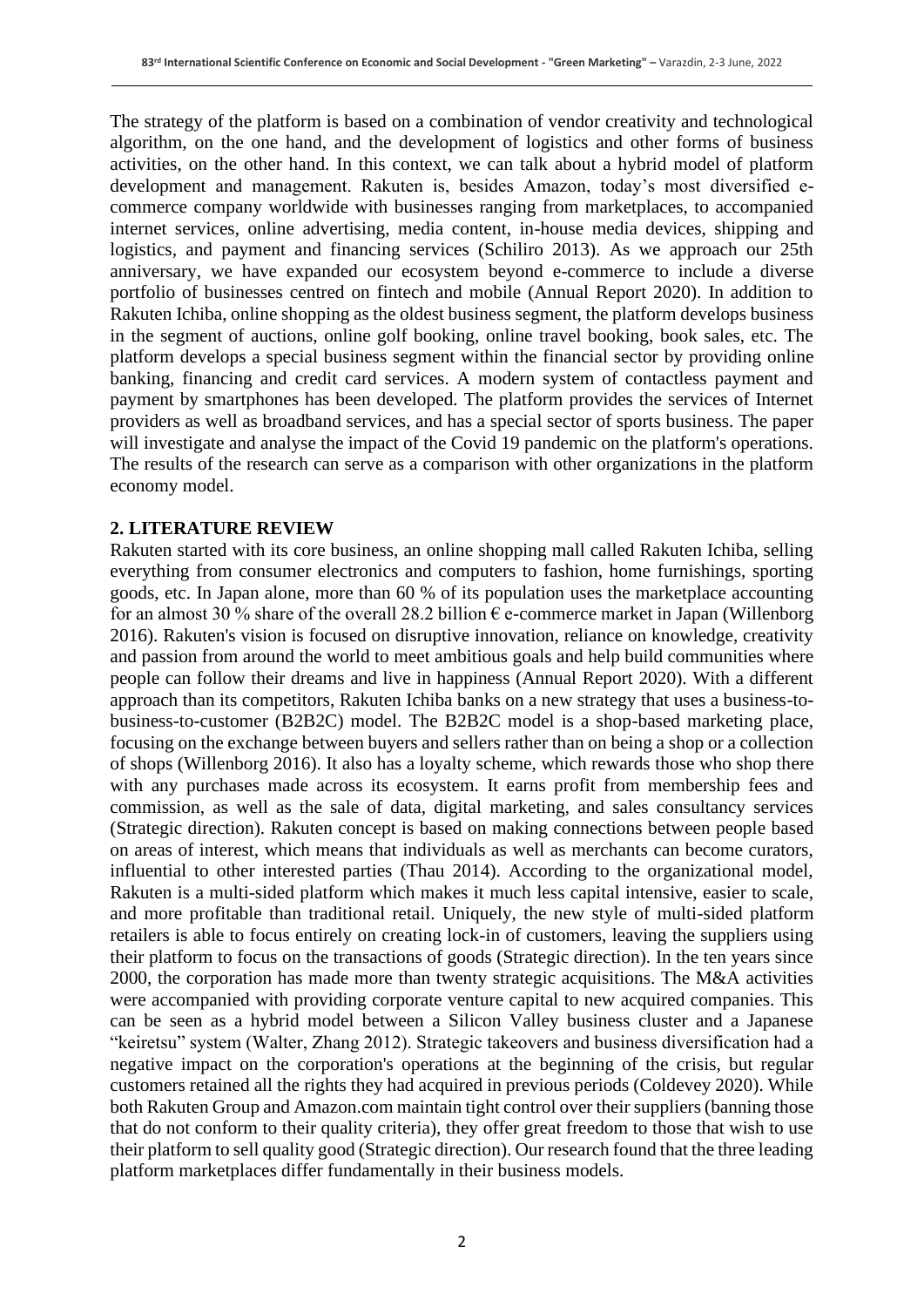The strategy of the platform is based on a combination of vendor creativity and technological algorithm, on the one hand, and the development of logistics and other forms of business activities, on the other hand. In this context, we can talk about a hybrid model of platform development and management. Rakuten is, besides Amazon, today's most diversified e-commerce company worldwide with businesses ranging from marketplaces, to accompanied internet services, online advertising, media content, in-house media devices, shipping and logistics, and payment and financing services (Schiliro 2013). As we approach our 25th anniversary, we have expanded our ecosystem beyond e-commerce to include a diverse portfolio of businesses centred on fintech and mobile (Annual Report 2020). In addition to Rakuten Ichiba, online shopping as the oldest business segment, the platform develops business in the segment of auctions, online golf booking, online travel booking, book sales, etc. The platform develops a special business segment within the financial sector by providing online banking, financing and credit card services. A modern system of contactless payment and payment by smartphones has been developed. The platform provides the services of Internet providers as well as broadband services, and has a special sector of sports business. The paper will investigate and analyse the impact of the Covid 19 pandemic on the platform's operations. The results of the research can serve as a comparison with other organizations in the platform economy model.

## 2. LITERATURE REVIEW

Rakuten started with its core business, an online shopping mall called Rakuten Ichiba, selling everything from consumer electronics and computers to fashion, home furnishings, sporting goods, etc. In Japan alone, more than 60 % of its population uses the marketplace accounting for an almost 30 % share of the overall 28.2 billion € e-commerce market in Japan (Willenborg 2016). Rakuten's vision is focused on disruptive innovation, reliance on knowledge, creativity and passion from around the world to meet ambitious goals and help build communities where people can follow their dreams and live in happiness (Annual Report 2020). With a different approach than its competitors, Rakuten Ichiba banks on a new strategy that uses a business-to-business-to-customer (B2B2C) model. The B2B2C model is a shop-based marketing place, focusing on the exchange between buyers and sellers rather than on being a shop or a collection of shops (Willenborg 2016). It also has a loyalty scheme, which rewards those who shop there with any purchases made across its ecosystem. It earns profit from membership fees and commission, as well as the sale of data, digital marketing, and sales consultancy services (Strategic direction). Rakuten concept is based on making connections between people based on areas of interest, which means that individuals as well as merchants can become curators, influential to other interested parties (Thau 2014). According to the organizational model, Rakuten is a multi-sided platform which makes it much less capital intensive, easier to scale, and more profitable than traditional retail. Uniquely, the new style of multi-sided platform retailers is able to focus entirely on creating lock-in of customers, leaving the suppliers using their platform to focus on the transactions of goods (Strategic direction). In the ten years since 2000, the corporation has made more than twenty strategic acquisitions. The M&A activities were accompanied with providing corporate venture capital to new acquired companies. This can be seen as a hybrid model between a Silicon Valley business cluster and a Japanese "keiretsu" system (Walter, Zhang 2012). Strategic takeovers and business diversification had a negative impact on the corporation's operations at the beginning of the crisis, but regular customers retained all the rights they had acquired in previous periods (Coldevey 2020). While both Rakuten Group and Amazon.com maintain tight control over their suppliers (banning those that do not conform to their quality criteria), they offer great freedom to those that wish to use their platform to sell quality good (Strategic direction). Our research found that the three leading platform marketplaces differ fundamentally in their business models.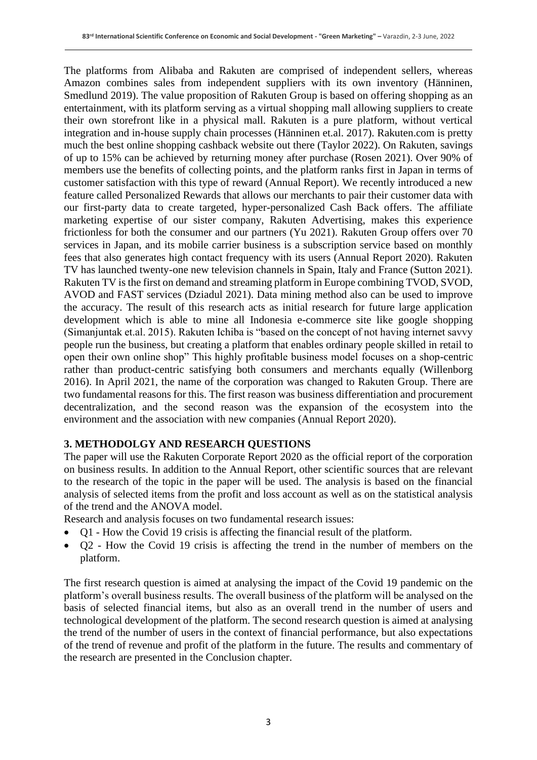The platforms from Alibaba and Rakuten are comprised of independent sellers, whereas Amazon combines sales from independent suppliers with its own inventory (Hänninen, Smedlund 2019). The value proposition of Rakuten Group is based on offering shopping as an entertainment, with its platform serving as a virtual shopping mall allowing suppliers to create their own storefront like in a physical mall. Rakuten is a pure platform, without vertical integration and in-house supply chain processes (Hänninen et.al. 2017). Rakuten.com is pretty much the best online shopping cashback website out there (Taylor 2022). On Rakuten, savings of up to 15% can be achieved by returning money after purchase (Rosen 2021). Over 90% of members use the benefits of collecting points, and the platform ranks first in Japan in terms of customer satisfaction with this type of reward (Annual Report). We recently introduced a new feature called Personalized Rewards that allows our merchants to pair their customer data with our first-party data to create targeted, hyper-personalized Cash Back offers. The affiliate marketing expertise of our sister company, Rakuten Advertising, makes this experience frictionless for both the consumer and our partners (Yu 2021). Rakuten Group offers over 70 services in Japan, and its mobile carrier business is a subscription service based on monthly fees that also generates high contact frequency with its users (Annual Report 2020). Rakuten TV has launched twenty-one new television channels in Spain, Italy and France (Sutton 2021). Rakuten TV is the first on demand and streaming platform in Europe combining TVOD, SVOD, AVOD and FAST services (Dziadul 2021). Data mining method also can be used to improve the accuracy. The result of this research acts as initial research for future large application development which is able to mine all Indonesia e-commerce site like google shopping (Simanjuntak et.al. 2015). Rakuten Ichiba is "based on the concept of not having internet savvy people run the business, but creating a platform that enables ordinary people skilled in retail to open their own online shop" This highly profitable business model focuses on a shop-centric rather than product-centric satisfying both consumers and merchants equally (Willenborg 2016). In April 2021, the name of the corporation was changed to Rakuten Group. There are two fundamental reasons for this. The first reason was business differentiation and procurement decentralization, and the second reason was the expansion of the ecosystem into the environment and the association with new companies (Annual Report 2020).

## 3. METHODOLGY AND RESEARCH QUESTIONS

The paper will use the Rakuten Corporate Report 2020 as the official report of the corporation on business results. In addition to the Annual Report, other scientific sources that are relevant to the research of the topic in the paper will be used. The analysis is based on the financial analysis of selected items from the profit and loss account as well as on the statistical analysis of the trend and the ANOVA model.

Research and analysis focuses on two fundamental research issues:

- Q1 - How the Covid 19 crisis is affecting the financial result of the platform.
- Q2 - How the Covid 19 crisis is affecting the trend in the number of members on the platform.

The first research question is aimed at analysing the impact of the Covid 19 pandemic on the platform's overall business results. The overall business of the platform will be analysed on the basis of selected financial items, but also as an overall trend in the number of users and technological development of the platform. The second research question is aimed at analysing the trend of the number of users in the context of financial performance, but also expectations of the trend of revenue and profit of the platform in the future. The results and commentary of the research are presented in the Conclusion chapter.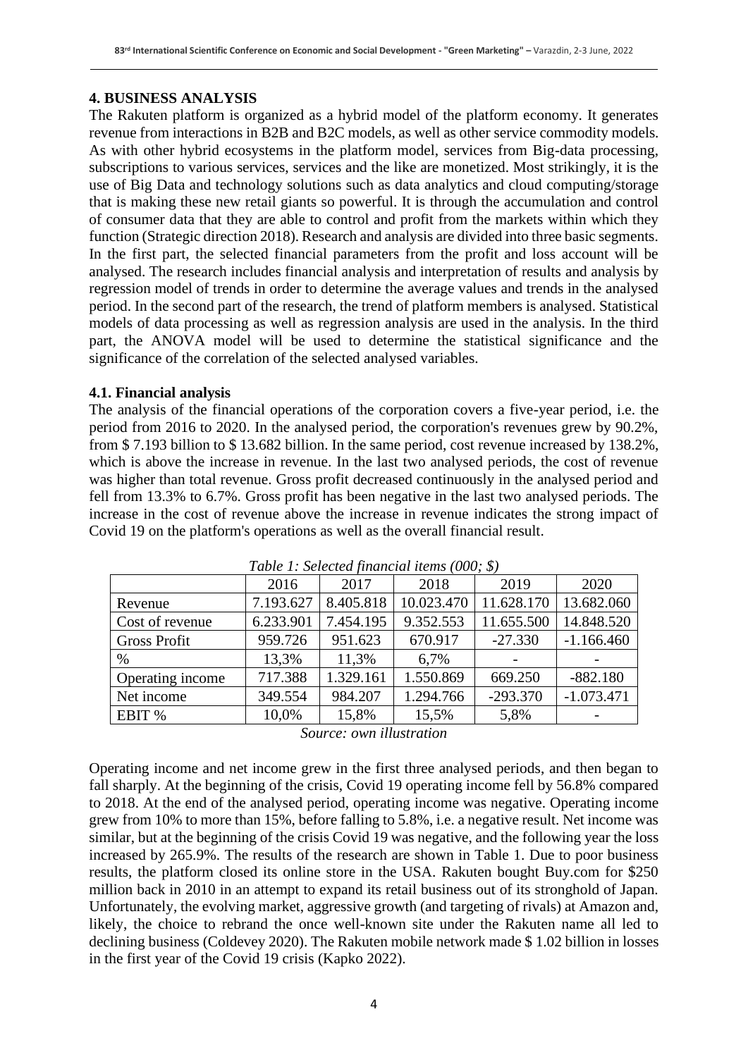## 4. BUSINESS ANALYSIS

The Rakuten platform is organized as a hybrid model of the platform economy. It generates revenue from interactions in B2B and B2C models, as well as other service commodity models. As with other hybrid ecosystems in the platform model, services from Big-data processing, subscriptions to various services, services and the like are monetized. Most strikingly, it is the use of Big Data and technology solutions such as data analytics and cloud computing/storage that is making these new retail giants so powerful. It is through the accumulation and control of consumer data that they are able to control and profit from the markets within which they function (Strategic direction 2018). Research and analysis are divided into three basic segments. In the first part, the selected financial parameters from the profit and loss account will be analysed. The research includes financial analysis and interpretation of results and analysis by regression model of trends in order to determine the average values and trends in the analysed period. In the second part of the research, the trend of platform members is analysed. Statistical models of data processing as well as regression analysis are used in the analysis. In the third part, the ANOVA model will be used to determine the statistical significance and the significance of the correlation of the selected analysed variables.

### 4.1. Financial analysis

The analysis of the financial operations of the corporation covers a five-year period, i.e. the period from 2016 to 2020. In the analysed period, the corporation's revenues grew by 90.2%, from $ 7.193 billion to $ 13.682 billion. In the same period, cost revenue increased by 138.2%, which is above the increase in revenue. In the last two analysed periods, the cost of revenue was higher than total revenue. Gross profit decreased continuously in the analysed period and fell from 13.3% to 6.7%. Gross profit has been negative in the last two analysed periods. The increase in the cost of revenue above the increase in revenue indicates the strong impact of Covid 19 on the platform's operations as well as the overall financial result.

*Table 1: Selected financial items (000; $)*

| | 2016 | 2017 | 2018 | 2019 | 2020 |
|---|---|---|---|---|---|
| Revenue | 7.193.627 | 8.405.818 | 10.023.470 | 11.628.170 | 13.682.060 |
| Cost of revenue | 6.233.901 | 7.454.195 | 9.352.553 | 11.655.500 | 14.848.520 |
| Gross Profit | 959.726 | 951.623 | 670.917 | -27.330 | -1.166.460 |
| % | 13,3% | 11,3% | 6,7% | - | - |
| Operating income | 717.388 | 1.329.161 | 1.550.869 | 669.250 | -882.180 |
| Net income | 349.554 | 984.207 | 1.294.766 | -293.370 | -1.073.471 |
| EBIT % | 10,0% | 15,8% | 15,5% | 5,8% | - |

*Source: own illustration*

Operating income and net income grew in the first three analysed periods, and then began to fall sharply. At the beginning of the crisis, Covid 19 operating income fell by 56.8% compared to 2018. At the end of the analysed period, operating income was negative. Operating income grew from 10% to more than 15%, before falling to 5.8%, i.e. a negative result. Net income was similar, but at the beginning of the crisis Covid 19 was negative, and the following year the loss increased by 265.9%. The results of the research are shown in Table 1. Due to poor business results, the platform closed its online store in the USA. Rakuten bought Buy.com for $250 million back in 2010 in an attempt to expand its retail business out of its stronghold of Japan. Unfortunately, the evolving market, aggressive growth (and targeting of rivals) at Amazon and, likely, the choice to rebrand the once well-known site under the Rakuten name all led to declining business (Coldevey 2020). The Rakuten mobile network made $ 1.02 billion in losses in the first year of the Covid 19 crisis (Kapko 2022).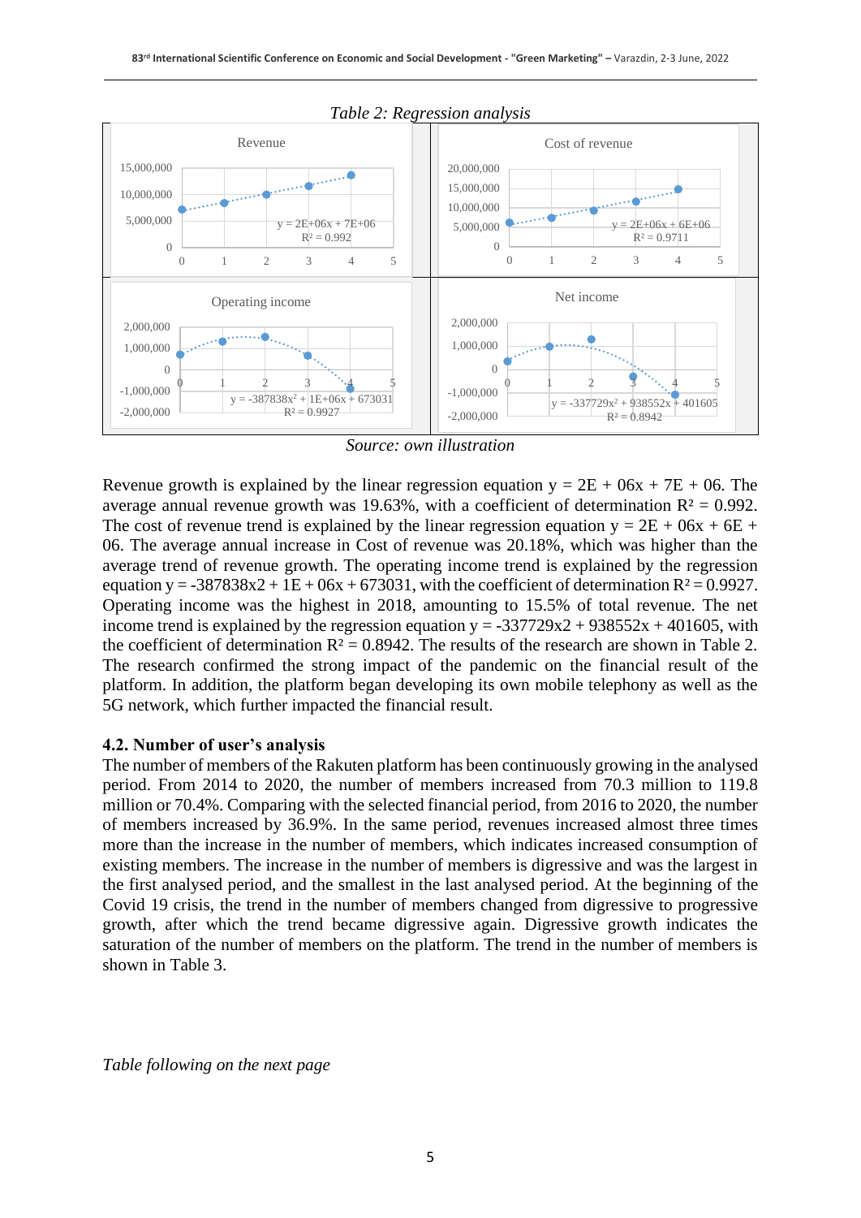*Table 2: Regression analysis*

*Source: own illustration*

Revenue growth is explained by the linear regression equation y = 2E + 06x + 7E + 06. The average annual revenue growth was 19.63%, with a coefficient of determination $R^2 = 0.992$. The cost of revenue trend is explained by the linear regression equation y = 2E + 06x + 6E + 06. The average annual increase in Cost of revenue was 20.18%, which was higher than the average trend of revenue growth. The operating income trend is explained by the regression equation y = -387838x2 + 1E + 06x + 673031, with the coefficient of determination $R^2 = 0.9927$. Operating income was the highest in 2018, amounting to 15.5% of total revenue. The net income trend is explained by the regression equation y = -337729x2 + 938552x + 401605, with the coefficient of determination $R^2 = 0.8942$. The results of the research are shown in Table 2. The research confirmed the strong impact of the pandemic on the financial result of the platform. In addition, the platform began developing its own mobile telephony as well as the 5G network, which further impacted the financial result.

### 4.2. Number of user's analysis

The number of members of the Rakuten platform has been continuously growing in the analysed period. From 2014 to 2020, the number of members increased from 70.3 million to 119.8 million or 70.4%. Comparing with the selected financial period, from 2016 to 2020, the number of members increased by 36.9%. In the same period, revenues increased almost three times more than the increase in the number of members, which indicates increased consumption of existing members. The increase in the number of members is digressive and was the largest in the first analysed period, and the smallest in the last analysed period. At the beginning of the Covid 19 crisis, the trend in the number of members changed from digressive to progressive growth, after which the trend became digressive again. Digressive growth indicates the saturation of the number of members on the platform. The trend in the number of members is shown in Table 3.

*Table following on the next page*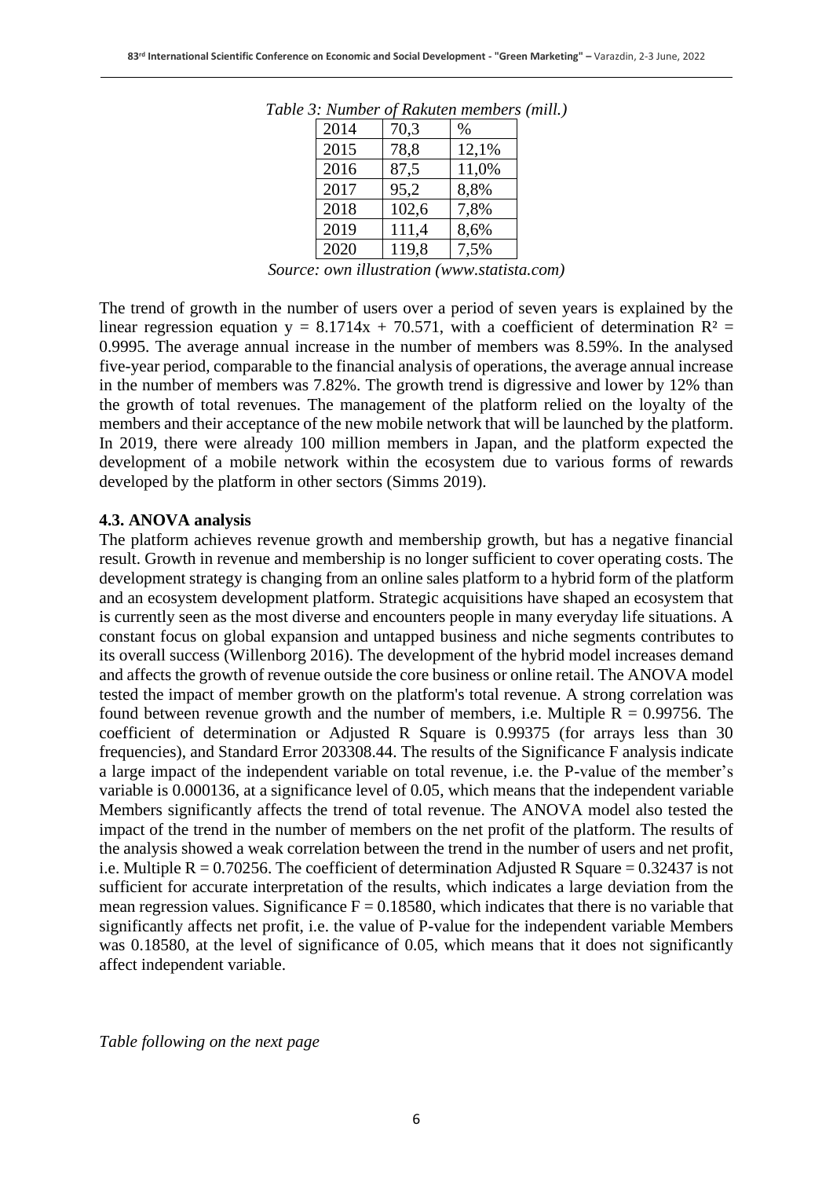*Table 3: Number of Rakuten members (mill.)*

| 2014 | 70,3 | % |
|---|---|---|
| 2015 | 78,8 | 12,1% |
| 2016 | 87,5 | 11,0% |
| 2017 | 95,2 | 8,8% |
| 2018 | 102,6 | 7,8% |
| 2019 | 111,4 | 8,6% |
| 2020 | 119,8 | 7,5% |

*Source: own illustration (www.statista.com)*

The trend of growth in the number of users over a period of seven years is explained by the linear regression equation $y = 8.1714x + 70.571$, with a coefficient of determination $R^2 = 0.9995$. The average annual increase in the number of members was 8.59%. In the analysed five-year period, comparable to the financial analysis of operations, the average annual increase in the number of members was 7.82%. The growth trend is digressive and lower by 12% than the growth of total revenues. The management of the platform relied on the loyalty of the members and their acceptance of the new mobile network that will be launched by the platform. In 2019, there were already 100 million members in Japan, and the platform expected the development of a mobile network within the ecosystem due to various forms of rewards developed by the platform in other sectors (Simms 2019).

### 4.3. ANOVA analysis

The platform achieves revenue growth and membership growth, but has a negative financial result. Growth in revenue and membership is no longer sufficient to cover operating costs. The development strategy is changing from an online sales platform to a hybrid form of the platform and an ecosystem development platform. Strategic acquisitions have shaped an ecosystem that is currently seen as the most diverse and encounters people in many everyday life situations. A constant focus on global expansion and untapped business and niche segments contributes to its overall success (Willenborg 2016). The development of the hybrid model increases demand and affects the growth of revenue outside the core business or online retail. The ANOVA model tested the impact of member growth on the platform's total revenue. A strong correlation was found between revenue growth and the number of members, i.e. Multiple R = 0.99756. The coefficient of determination or Adjusted R Square is 0.99375 (for arrays less than 30 frequencies), and Standard Error 203308.44. The results of the Significance F analysis indicate a large impact of the independent variable on total revenue, i.e. the P-value of the member's variable is 0.000136, at a significance level of 0.05, which means that the independent variable Members significantly affects the trend of total revenue. The ANOVA model also tested the impact of the trend in the number of members on the net profit of the platform. The results of the analysis showed a weak correlation between the trend in the number of users and net profit, i.e. Multiple R = 0.70256. The coefficient of determination Adjusted R Square = 0.32437 is not sufficient for accurate interpretation of the results, which indicates a large deviation from the mean regression values. Significance F = 0.18580, which indicates that there is no variable that significantly affects net profit, i.e. the value of P-value for the independent variable Members was 0.18580, at the level of significance of 0.05, which means that it does not significantly affect independent variable.

*Table following on the next page*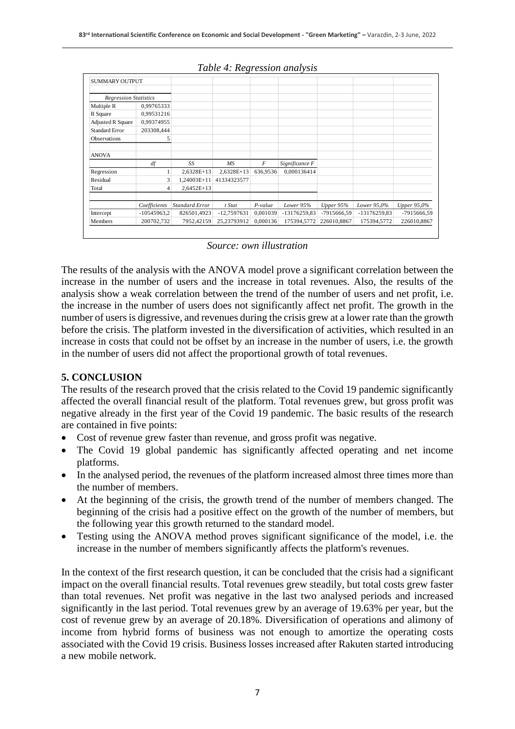*Table 4: Regression analysis*

| SUMMARY OUTPUT | | | | | | | | |
|---|---|---|---|---|---|---|---|---|
| | | | | | | | | |
| *Regression Statistics* | | | | | | | | |
| Multiple R | 0,99765333 | | | | | | | |
| R Square | 0,99531216 | | | | | | | |
| Adjusted R Square | 0,99374955 | | | | | | | |
| Standard Error | 203308,444 | | | | | | | |
| Observations | 5 | | | | | | | |
| | | | | | | | | |
| ANOVA | | | | | | | | |
| | *df* | *SS* | *MS* | *F* | *Significance F* | | | |
| Regression | 1 | 2,6328E+13 | 2,6328E+13 | 636,9536 | 0,000136414 | | | |
| Residual | 3 | 1,24003E+11 | 41334323577 | | | | | |
| Total | 4 | 2,6452E+13 | | | | | | |
| | | | | | | | | |
| | *Coefficients* | *Standard Error* | *t Stat* | *P-value* | *Lower 95%* | *Upper 95%* | *Lower 95,0%* | *Upper 95,0%* |
| Intercept | -105459963,2 | 826501,4923 | -12,7597631 | 0,001039 | -13176259,83 | -7915666,59 | -13176259,83 | -7915666,59 |
| Members | 200702,732 | 7952,42159 | 25,23793912 | 0,000136 | 175394,5772 | 226010,8867 | 175394,5772 | 226010,8867 |

*Source: own illustration*

The results of the analysis with the ANOVA model prove a significant correlation between the increase in the number of users and the increase in total revenues. Also, the results of the analysis show a weak correlation between the trend of the number of users and net profit, i.e. the increase in the number of users does not significantly affect net profit. The growth in the number of users is digressive, and revenues during the crisis grew at a lower rate than the growth before the crisis. The platform invested in the diversification of activities, which resulted in an increase in costs that could not be offset by an increase in the number of users, i.e. the growth in the number of users did not affect the proportional growth of total revenues.

## 5. CONCLUSION

The results of the research proved that the crisis related to the Covid 19 pandemic significantly affected the overall financial result of the platform. Total revenues grew, but gross profit was negative already in the first year of the Covid 19 pandemic. The basic results of the research are contained in five points:

- Cost of revenue grew faster than revenue, and gross profit was negative.
- The Covid 19 global pandemic has significantly affected operating and net income platforms.
- In the analysed period, the revenues of the platform increased almost three times more than the number of members.
- At the beginning of the crisis, the growth trend of the number of members changed. The beginning of the crisis had a positive effect on the growth of the number of members, but the following year this growth returned to the standard model.
- Testing using the ANOVA method proves significant significance of the model, i.e. the increase in the number of members significantly affects the platform's revenues.

In the context of the first research question, it can be concluded that the crisis had a significant impact on the overall financial results. Total revenues grew steadily, but total costs grew faster than total revenues. Net profit was negative in the last two analysed periods and increased significantly in the last period. Total revenues grew by an average of 19.63% per year, but the cost of revenue grew by an average of 20.18%. Diversification of operations and alimony of income from hybrid forms of business was not enough to amortize the operating costs associated with the Covid 19 crisis. Business losses increased after Rakuten started introducing a new mobile network.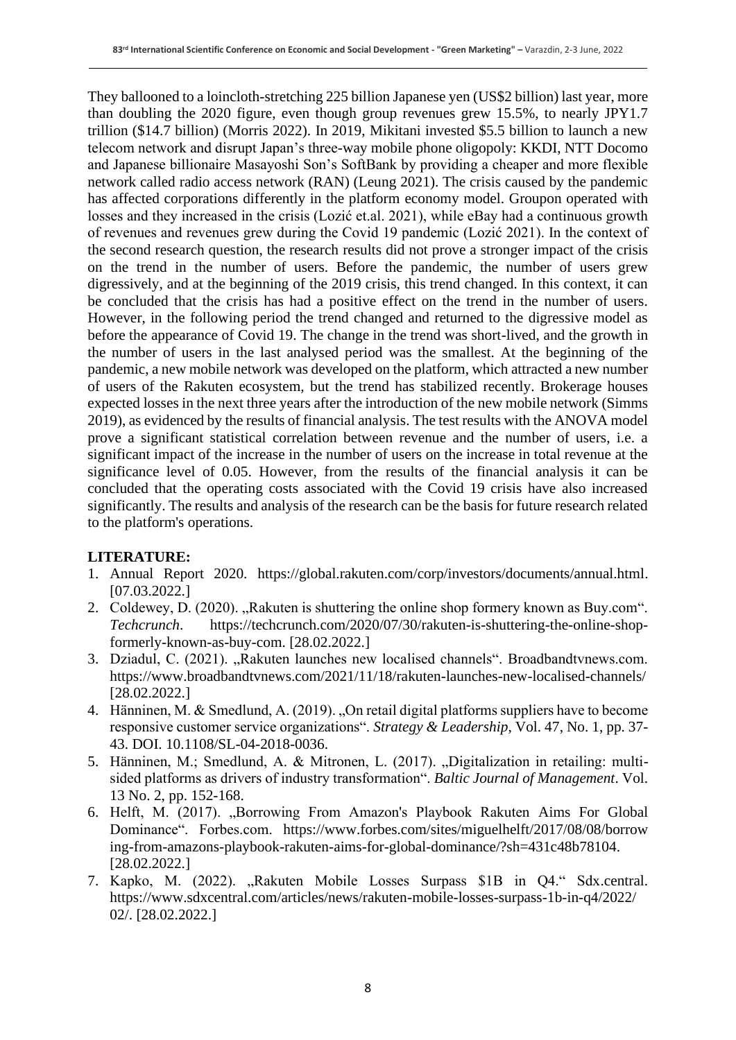They ballooned to a loincloth-stretching 225 billion Japanese yen (US$2 billion) last year, more than doubling the 2020 figure, even though group revenues grew 15.5%, to nearly JPY1.7 trillion ($14.7 billion) (Morris 2022). In 2019, Mikitani invested $5.5 billion to launch a new telecom network and disrupt Japan's three-way mobile phone oligopoly: KKDI, NTT Docomo and Japanese billionaire Masayoshi Son's SoftBank by providing a cheaper and more flexible network called radio access network (RAN) (Leung 2021). The crisis caused by the pandemic has affected corporations differently in the platform economy model. Groupon operated with losses and they increased in the crisis (Lozić et.al. 2021), while eBay had a continuous growth of revenues and revenues grew during the Covid 19 pandemic (Lozić 2021). In the context of the second research question, the research results did not prove a stronger impact of the crisis on the trend in the number of users. Before the pandemic, the number of users grew digressively, and at the beginning of the 2019 crisis, this trend changed. In this context, it can be concluded that the crisis has had a positive effect on the trend in the number of users. However, in the following period the trend changed and returned to the digressive model as before the appearance of Covid 19. The change in the trend was short-lived, and the growth in the number of users in the last analysed period was the smallest. At the beginning of the pandemic, a new mobile network was developed on the platform, which attracted a new number of users of the Rakuten ecosystem, but the trend has stabilized recently. Brokerage houses expected losses in the next three years after the introduction of the new mobile network (Simms 2019), as evidenced by the results of financial analysis. The test results with the ANOVA model prove a significant statistical correlation between revenue and the number of users, i.e. a significant impact of the increase in the number of users on the increase in total revenue at the significance level of 0.05. However, from the results of the financial analysis it can be concluded that the operating costs associated with the Covid 19 crisis have also increased significantly. The results and analysis of the research can be the basis for future research related to the platform's operations.

**LITERATURE:**

1. Annual Report 2020. https://global.rakuten.com/corp/investors/documents/annual.html. [07.03.2022.]
2. Coldewey, D. (2020). „Rakuten is shuttering the online shop formery known as Buy.com". *Techcrunch*. https://techcrunch.com/2020/07/30/rakuten-is-shuttering-the-online-shop-formerly-known-as-buy-com. [28.02.2022.]
3. Dziadul, C. (2021). „Rakuten launches new localised channels". Broadbandtvnews.com. https://www.broadbandtvnews.com/2021/11/18/rakuten-launches-new-localised-channels/ [28.02.2022.]
4. Hänninen, M. & Smedlund, A. (2019). „On retail digital platforms suppliers have to become responsive customer service organizations". *Strategy & Leadership*, Vol. 47, No. 1, pp. 37-43. DOI. 10.1108/SL-04-2018-0036.
5. Hänninen, M.; Smedlund, A. & Mitronen, L. (2017). „Digitalization in retailing: multi-sided platforms as drivers of industry transformation". *Baltic Journal of Management*. Vol. 13 No. 2, pp. 152-168.
6. Helft, M. (2017). „Borrowing From Amazon's Playbook Rakuten Aims For Global Dominance". Forbes.com. https://www.forbes.com/sites/miguelhelft/2017/08/08/borrowing-from-amazons-playbook-rakuten-aims-for-global-dominance/?sh=431c48b78104. [28.02.2022.]
7. Kapko, M. (2022). „Rakuten Mobile Losses Surpass $1B in Q4." Sdx.central. https://www.sdxcentral.com/articles/news/rakuten-mobile-losses-surpass-1b-in-q4/2022/02/. [28.02.2022.]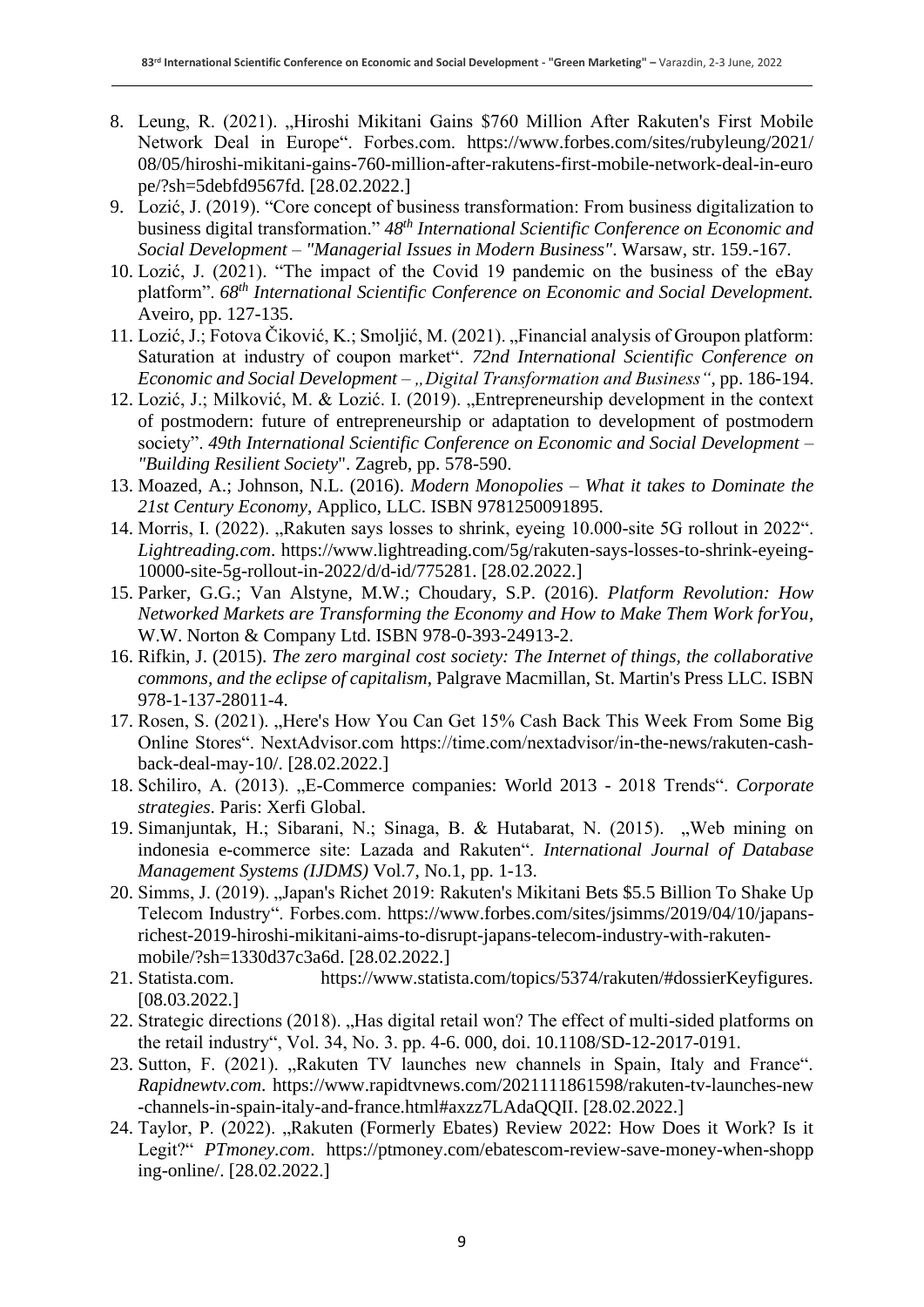8. Leung, R. (2021). „Hiroshi Mikitani Gains $760 Million After Rakuten's First Mobile Network Deal in Europe". Forbes.com. https://www.forbes.com/sites/rubyleung/2021/08/05/hiroshi-mikitani-gains-760-million-after-rakutens-first-mobile-network-deal-in-europe/?sh=5debfd9567fd. [28.02.2022.]
9. Lozić, J. (2019). "Core concept of business transformation: From business digitalization to business digital transformation." *48th International Scientific Conference on Economic and Social Development – "Managerial Issues in Modern Business"*. Warsaw, str. 159.-167.
10. Lozić, J. (2021). "The impact of the Covid 19 pandemic on the business of the eBay platform". *68th International Scientific Conference on Economic and Social Development.* Aveiro, pp. 127-135.
11. Lozić, J.; Fotova Čiković, K.; Smoljić, M. (2021). „Financial analysis of Groupon platform: Saturation at industry of coupon market". *72nd International Scientific Conference on Economic and Social Development – „Digital Transformation and Business"*, pp. 186-194.
12. Lozić, J.; Milković, M. & Lozić. I. (2019). „Entrepreneurship development in the context of postmodern: future of entrepreneurship or adaptation to development of postmodern society". *49th International Scientific Conference on Economic and Social Development – "Building Resilient Society*". Zagreb, pp. 578-590.
13. Moazed, A.; Johnson, N.L. (2016). *Modern Monopolies – What it takes to Dominate the 21st Century Economy*, Applico, LLC. ISBN 9781250091895.
14. Morris, I. (2022). „Rakuten says losses to shrink, eyeing 10.000-site 5G rollout in 2022". *Lightreading.com*. https://www.lightreading.com/5g/rakuten-says-losses-to-shrink-eyeing-10000-site-5g-rollout-in-2022/d/d-id/775281. [28.02.2022.]
15. Parker, G.G.; Van Alstyne, M.W.; Choudary, S.P. (2016). *Platform Revolution: How Networked Markets are Transforming the Economy and How to Make Them Work forYou*, W.W. Norton & Company Ltd. ISBN 978-0-393-24913-2.
16. Rifkin, J. (2015). *The zero marginal cost society: The Internet of things, the collaborative commons, and the eclipse of capitalism*, Palgrave Macmillan, St. Martin's Press LLC. ISBN 978-1-137-28011-4.
17. Rosen, S. (2021). „Here's How You Can Get 15% Cash Back This Week From Some Big Online Stores". NextAdvisor.com https://time.com/nextadvisor/in-the-news/rakuten-cash-back-deal-may-10/. [28.02.2022.]
18. Schiliro, A. (2013). „E-Commerce companies: World 2013 - 2018 Trends". *Corporate strategies*. Paris: Xerfi Global.
19. Simanjuntak, H.; Sibarani, N.; Sinaga, B. & Hutabarat, N. (2015). „Web mining on indonesia e-commerce site: Lazada and Rakuten". *International Journal of Database Management Systems (IJDMS)* Vol.7, No.1, pp. 1-13.
20. Simms, J. (2019). „Japan's Richet 2019: Rakuten's Mikitani Bets $5.5 Billion To Shake Up Telecom Industry". Forbes.com. https://www.forbes.com/sites/jsimms/2019/04/10/japans-richest-2019-hiroshi-mikitani-aims-to-disrupt-japans-telecom-industry-with-rakuten-mobile/?sh=1330d37c3a6d. [28.02.2022.]
21. Statista.com. https://www.statista.com/topics/5374/rakuten/#dossierKeyfigures. [08.03.2022.]
22. Strategic directions (2018). „Has digital retail won? The effect of multi-sided platforms on the retail industry", Vol. 34, No. 3. pp. 4-6. 000, doi. 10.1108/SD-12-2017-0191.
23. Sutton, F. (2021). „Rakuten TV launches new channels in Spain, Italy and France". *Rapidnewtv.com*. https://www.rapidtvnews.com/2021111861598/rakuten-tv-launches-new-channels-in-spain-italy-and-france.html#axzz7LAdaQQII. [28.02.2022.]
24. Taylor, P. (2022). „Rakuten (Formerly Ebates) Review 2022: How Does it Work? Is it Legit?" *PTmoney.com*. https://ptmoney.com/ebatescom-review-save-money-when-shopping-online/. [28.02.2022.]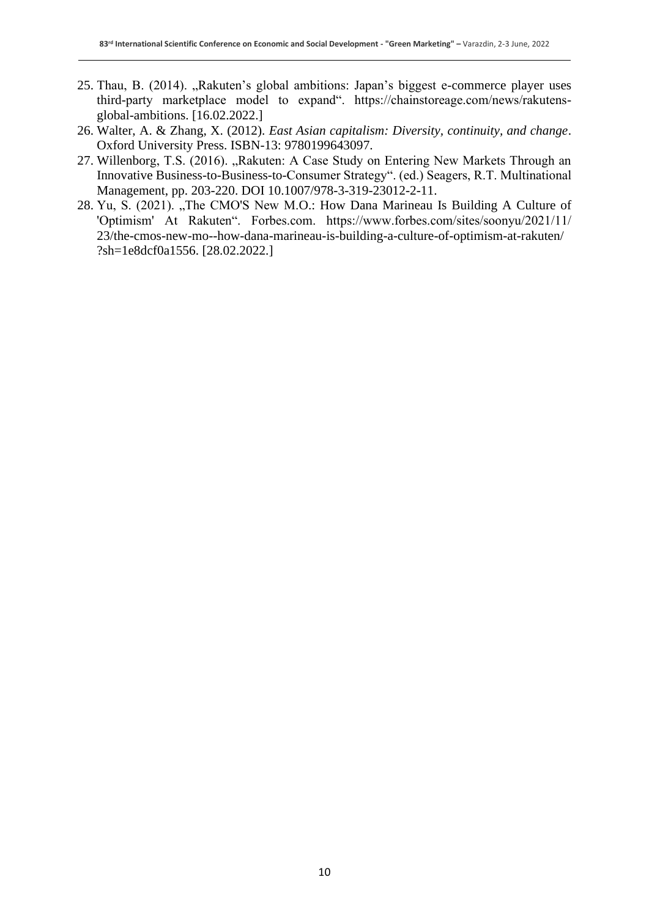25. Thau, B. (2014). „Rakuten's global ambitions: Japan's biggest e-commerce player uses third-party marketplace model to expand". https://chainstoreage.com/news/rakutens-global-ambitions. [16.02.2022.]
26. Walter, A. & Zhang, X. (2012). *East Asian capitalism: Diversity, continuity, and change*. Oxford University Press. ISBN-13: 9780199643097.
27. Willenborg, T.S. (2016). „Rakuten: A Case Study on Entering New Markets Through an Innovative Business-to-Business-to-Consumer Strategy". (ed.) Seagers, R.T. Multinational Management, pp. 203-220. DOI 10.1007/978-3-319-23012-2-11.
28. Yu, S. (2021). „The CMO'S New M.O.: How Dana Marineau Is Building A Culture of 'Optimism' At Rakuten". Forbes.com. https://www.forbes.com/sites/soonyu/2021/11/23/the-cmos-new-mo--how-dana-marineau-is-building-a-culture-of-optimism-at-rakuten/?sh=1e8dcf0a1556. [28.02.2022.]